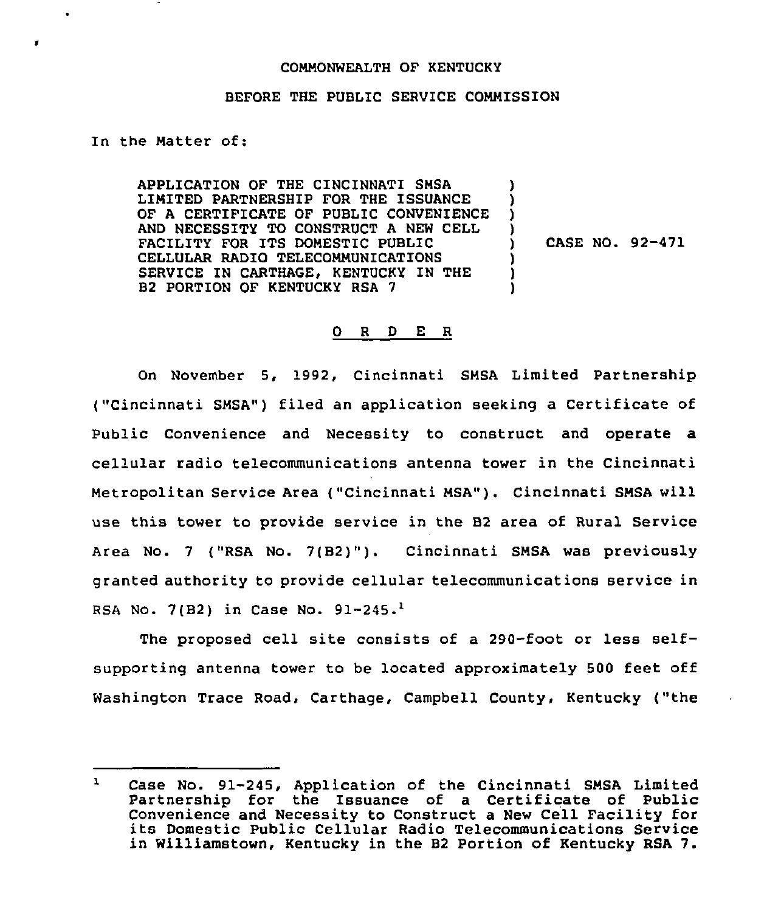COMMONWEALTH OF KENTUCKY

BEFORE THE PUBLIC SERVICE COMMISSION

In the Matter of:

APPLICATION OF THE CINCINNATI SMSA LIMITED PARTNERSHIP FOR THE ISSUANCE OF A CERTIFICATE OF PUBLIC CONVENIENCE AND NECESSITY TO CONSTRUCT A NEW CELL FACILITY FOR ITS DOMESTIC PUBLIC CELLULAR RADIO TELECOMMUNICATIONS SERVICE IN CARTHAGE, KENTUCKY IN THE B2 PORTION OF KENTUCKY RSA 7 ) CASE NO. 92-471

O R D E R

On November 5, 1992, Cincinnati SMSA Limited Partnership ("Cincinnati SMSA") filed an application seeking a Certificate of Public Convenience and Necessity to construct and operate a cellular radio telecommunications antenna tower in the Cincinnati Metropolitan Service Area ("Cincinnati MSA"). Cincinnati SMSA will use this tower to provide service in the B2 area of Rural Service Area No. 7 ("RSA No. 7(B2)"). Cincinnati SMSA was previously granted authority to provide cellular telecommunications service in RSA No. 7(B2) in Case No. 91-245.[1]

The proposed cell site consists of a 290-foot or less self-supporting antenna tower to be located approximately 500 feet off Washington Trace Road, Carthage, Campbell County, Kentucky ("the

---

[1] Case No. 91-245, Application of the Cincinnati SMSA Limited Partnership for the Issuance of a Certificate of Public Convenience and Necessity to Construct a New Cell Facility for its Domestic Public Cellular Radio Telecommunications Service in Williamstown, Kentucky in the B2 Portion of Kentucky RSA 7.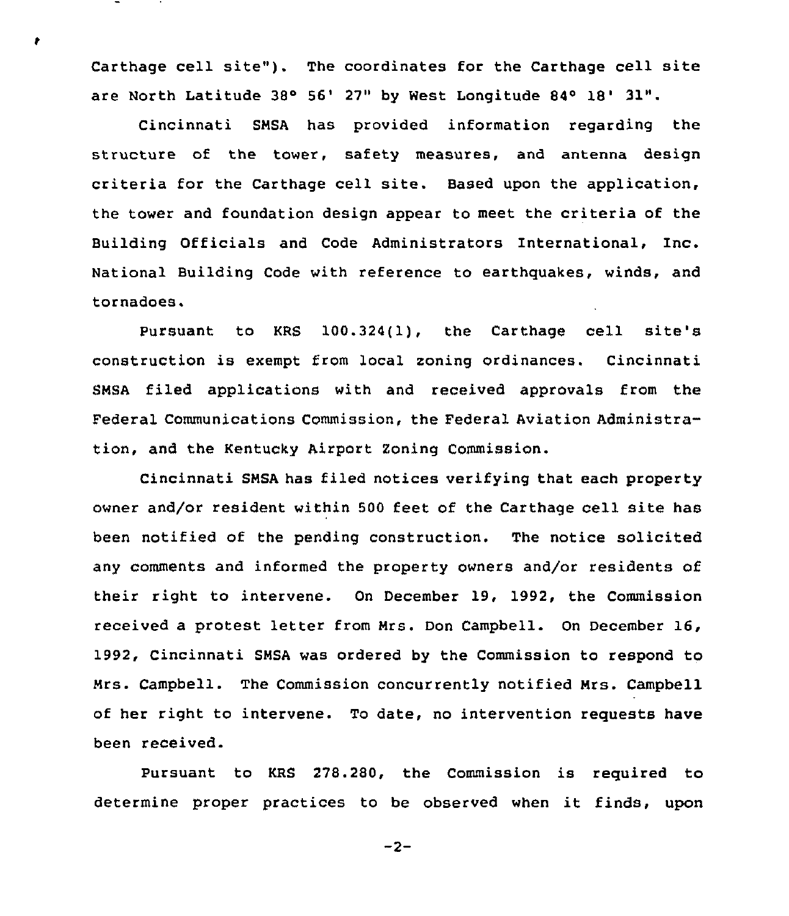Carthage cell site"). The coordinates for the Carthage cell site are North Latitude 38° 56' 27" by West Longitude 84° 18' 31".

Cincinnati SMSA has provided information regarding the structure of the tower, safety measures, and antenna design criteria for the Carthage cell site. Based upon the application, the tower and foundation design appear to meet the criteria of the Building Officials and Code Administrators International, Inc. National Building Code with reference to earthquakes, winds, and tornadoes.

Pursuant to KRS 100.324(1), the Carthage cell site's construction is exempt from local zoning ordinances. Cincinnati SMSA filed applications with and received approvals from the Federal Communications Commission, the Federal Aviation Administration, and the Kentucky Airport Zoning Commission.

Cincinnati SMSA has filed notices verifying that each property owner and/or resident within 500 feet of the Carthage cell site has been notified of the pending construction. The notice solicited any comments and informed the property owners and/or residents of their right to intervene. On December 19, 1992, the Commission received a protest letter from Mrs. Don Campbell. On December 16, 1992, Cincinnati SMSA was ordered by the Commission to respond to Mrs. Campbell. The Commission concurrently notified Mrs. Campbell of her right to intervene. To date, no intervention requests have been received.

Pursuant to KRS 278.280, the Commission is required to determine proper practices to be observed when it finds, upon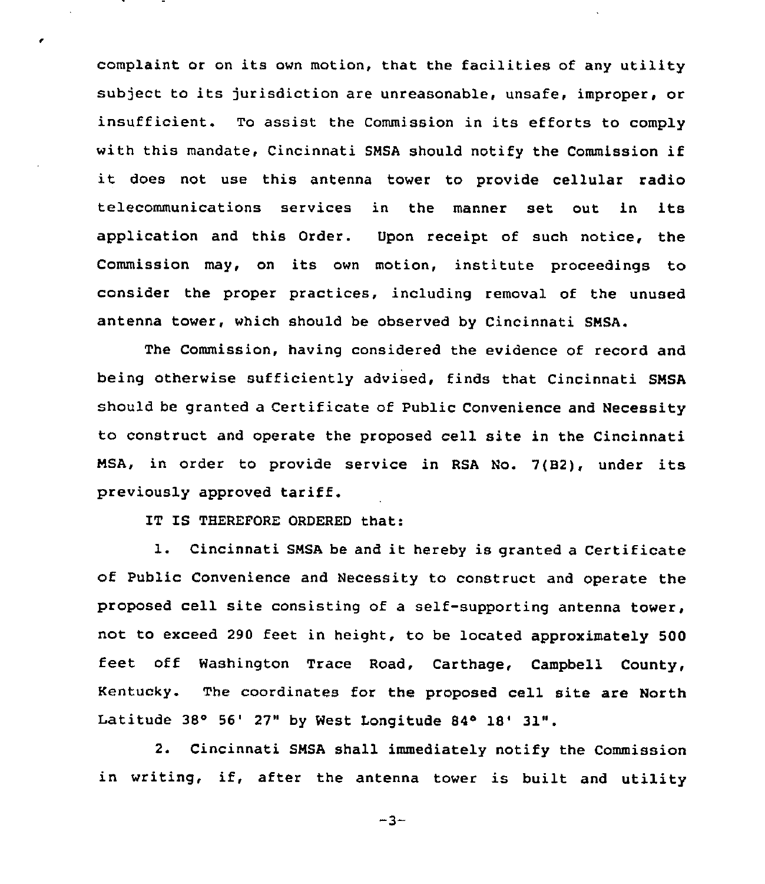complaint or on its own motion, that the facilities of any utility subject to its jurisdiction are unreasonable, unsafe, improper, or insufficient. To assist the Commission in its efforts to comply with this mandate, Cincinnati SMSA should notify the Commission if it does not use this antenna tower to provide cellular radio telecommunications services in the manner set out in its application and this Order. Upon receipt of such notice, the Commission may, on its own motion, institute proceedings to consider the proper practices, including removal of the unused antenna tower, which should be observed by Cincinnati SMSA.

The Commission, having considered the evidence of record and being otherwise sufficiently advised, finds that Cincinnati SMSA should be granted a Certificate of Public Convenience and Necessity to construct and operate the proposed cell site in the Cincinnati MSA, in order to provide service in RSA No. 7(B2), under its previously approved tariff.

IT IS THEREFORE ORDERED that:

1. Cincinnati SMSA be and it hereby is granted a Certificate of Public Convenience and Necessity to construct and operate the proposed cell site consisting of a self-supporting antenna tower, not to exceed 290 feet in height, to be located approximately 500 feet off Washington Trace Road, Carthage, Campbell County, Kentucky. The coordinates for the proposed cell site are North Latitude 38° 56' 27" by West Longitude 84° 18' 31".

2. Cincinnati SMSA shall immediately notify the Commission in writing, if, after the antenna tower is built and utility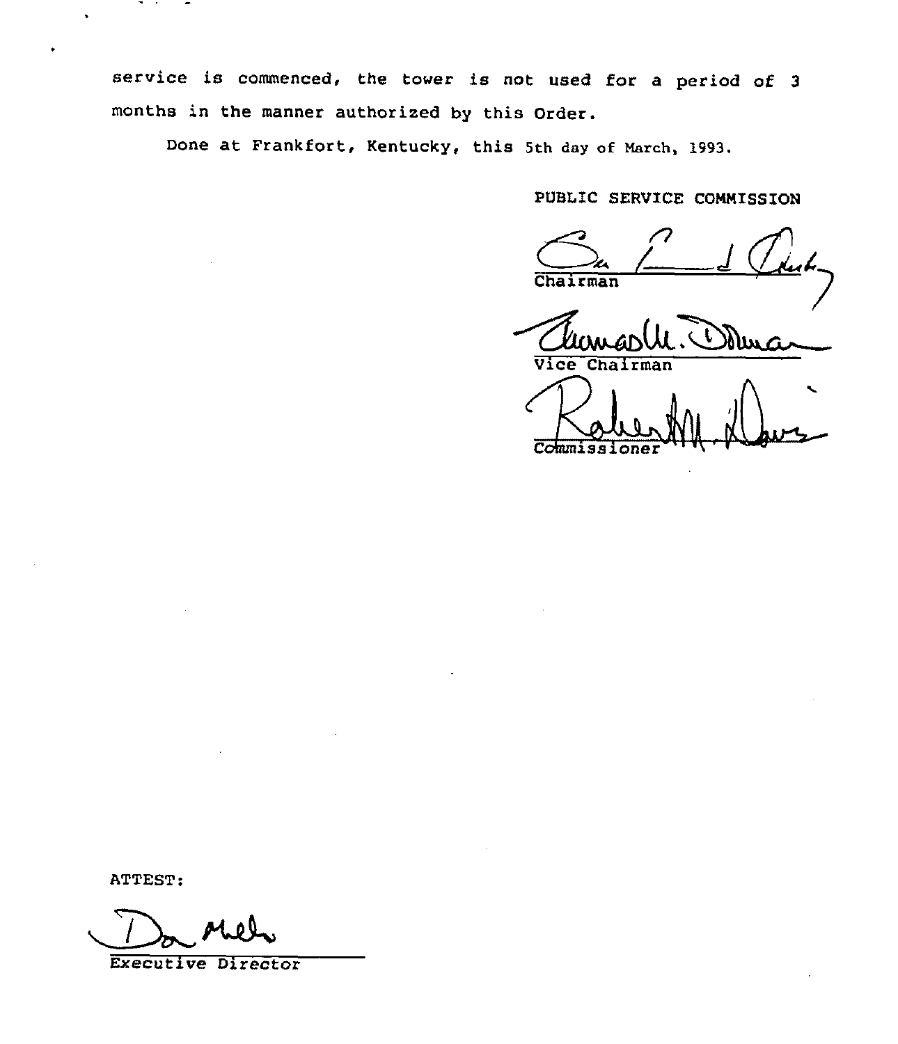service is commenced, the tower is not used for a period of 3 months in the manner authorized by this Order.

Done at Frankfort, Kentucky, this 5th day of March, 1993.

PUBLIC SERVICE COMMISSION

Chairman

Vice Chairman

Commissioner

ATTEST:

Executive Director